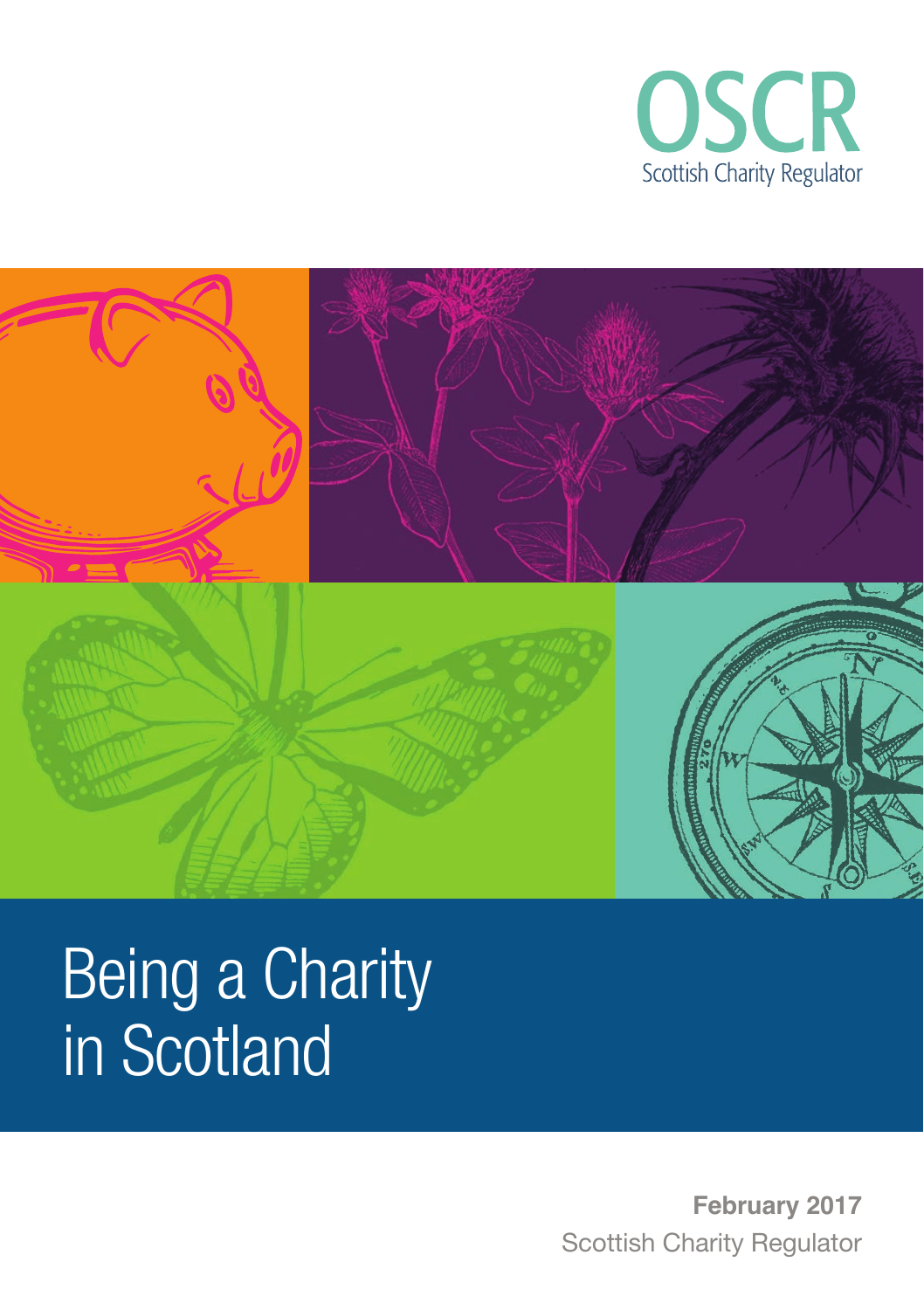OSCR

Scottish Charity Regulator

# Being a Charity in Scotland

**February 2017**

Scottish Charity Regulator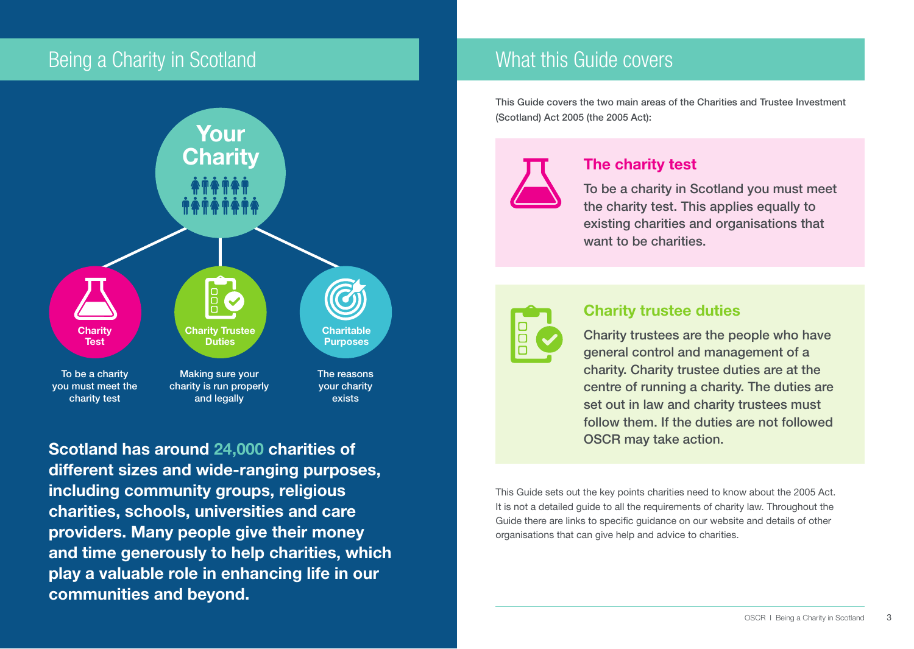## Being a Charity in Scotland

**Your Charity**

**Charity Test**

To be a charity you must meet the charity test

**Charity Trustee Duties**

Making sure your charity is run properly and legally

**Charitable Purposes**

The reasons your charity exists

**Scotland has around 24,000 charities of different sizes and wide-ranging purposes, including community groups, religious charities, schools, universities and care providers. Many people give their money and time generously to help charities, which play a valuable role in enhancing life in our communities and beyond.**

## What this Guide covers

This Guide covers the two main areas of the Charities and Trustee Investment (Scotland) Act 2005 (the 2005 Act):

### The charity test

To be a charity in Scotland you must meet the charity test. This applies equally to existing charities and organisations that want to be charities.

### Charity trustee duties

Charity trustees are the people who have general control and management of a charity. Charity trustee duties are at the centre of running a charity. The duties are set out in law and charity trustees must follow them. If the duties are not followed OSCR may take action.

This Guide sets out the key points charities need to know about the 2005 Act. It is not a detailed guide to all the requirements of charity law. Throughout the Guide there are links to specific guidance on our website and details of other organisations that can give help and advice to charities.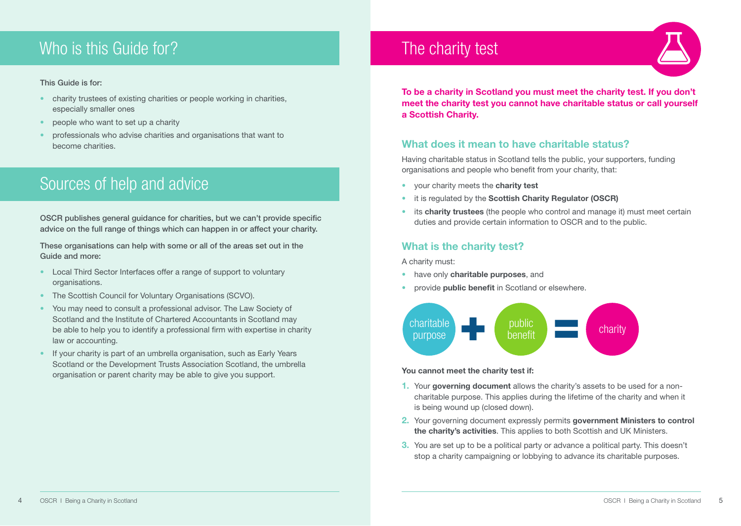## Who is this Guide for?

This Guide is for:

- charity trustees of existing charities or people working in charities, especially smaller ones
- people who want to set up a charity
- professionals who advise charities and organisations that want to become charities.

## Sources of help and advice

OSCR publishes general guidance for charities, but we can't provide specific advice on the full range of things which can happen in or affect your charity.

These organisations can help with some or all of the areas set out in the Guide and more:

- Local Third Sector Interfaces offer a range of support to voluntary organisations.
- The Scottish Council for Voluntary Organisations (SCVO).
- You may need to consult a professional advisor. The Law Society of Scotland and the Institute of Chartered Accountants in Scotland may be able to help you to identify a professional firm with expertise in charity law or accounting.
- If your charity is part of an umbrella organisation, such as Early Years Scotland or the Development Trusts Association Scotland, the umbrella organisation or parent charity may be able to give you support.

## The charity test

**To be a charity in Scotland you must meet the charity test. If you don't meet the charity test you cannot have charitable status or call yourself a Scottish Charity.**

### What does it mean to have charitable status?

Having charitable status in Scotland tells the public, your supporters, funding organisations and people who benefit from your charity, that:

- your charity meets the **charity test**
- it is regulated by the **Scottish Charity Regulator (OSCR)**
- its **charity trustees** (the people who control and manage it) must meet certain duties and provide certain information to OSCR and to the public.

### What is the charity test?

A charity must:

- have only **charitable purposes**, and
- provide **public benefit** in Scotland or elsewhere.

charitable purpose + public benefit = charity

**You cannot meet the charity test if:**

1. Your **governing document** allows the charity's assets to be used for a non-charitable purpose. This applies during the lifetime of the charity and when it is being wound up (closed down).
2. Your governing document expressly permits **government Ministers to control the charity's activities**. This applies to both Scottish and UK Ministers.
3. You are set up to be a political party or advance a political party. This doesn't stop a charity campaigning or lobbying to advance its charitable purposes.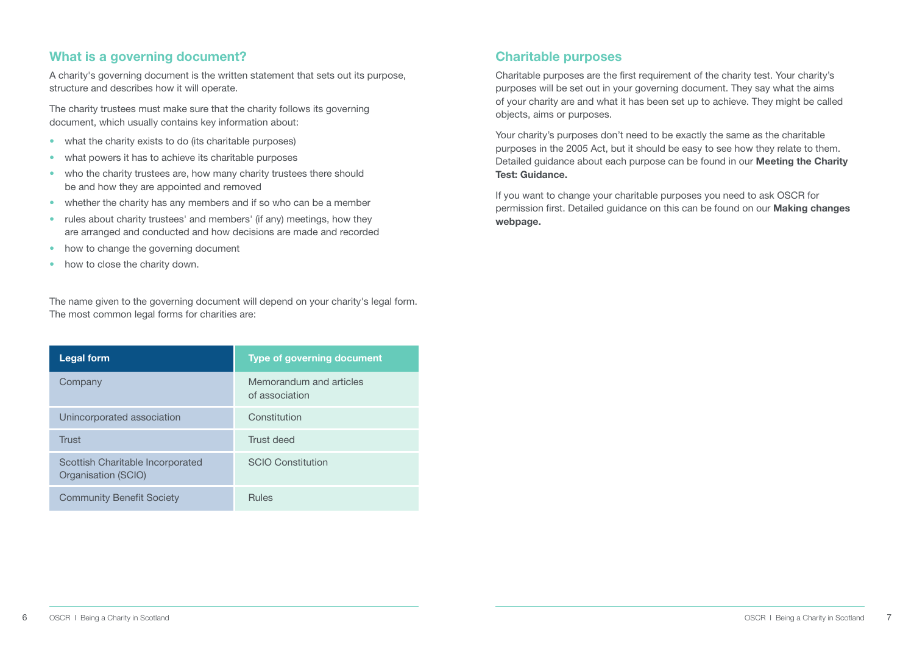## What is a governing document?

A charity's governing document is the written statement that sets out its purpose, structure and describes how it will operate.

The charity trustees must make sure that the charity follows its governing document, which usually contains key information about:

- what the charity exists to do (its charitable purposes)
- what powers it has to achieve its charitable purposes
- who the charity trustees are, how many charity trustees there should be and how they are appointed and removed
- whether the charity has any members and if so who can be a member
- rules about charity trustees' and members' (if any) meetings, how they are arranged and conducted and how decisions are made and recorded
- how to change the governing document
- how to close the charity down.

The name given to the governing document will depend on your charity's legal form. The most common legal forms for charities are:

| Legal form | Type of governing document |
|---|---|
| Company | Memorandum and articles of association |
| Unincorporated association | Constitution |
| Trust | Trust deed |
| Scottish Charitable Incorporated Organisation (SCIO) | SCIO Constitution |
| Community Benefit Society | Rules |

## Charitable purposes

Charitable purposes are the first requirement of the charity test. Your charity's purposes will be set out in your governing document. They say what the aims of your charity are and what it has been set up to achieve. They might be called objects, aims or purposes.

Your charity's purposes don't need to be exactly the same as the charitable purposes in the 2005 Act, but it should be easy to see how they relate to them. Detailed guidance about each purpose can be found in our **Meeting the Charity Test: Guidance.**

If you want to change your charitable purposes you need to ask OSCR for permission first. Detailed guidance on this can be found on our **Making changes webpage.**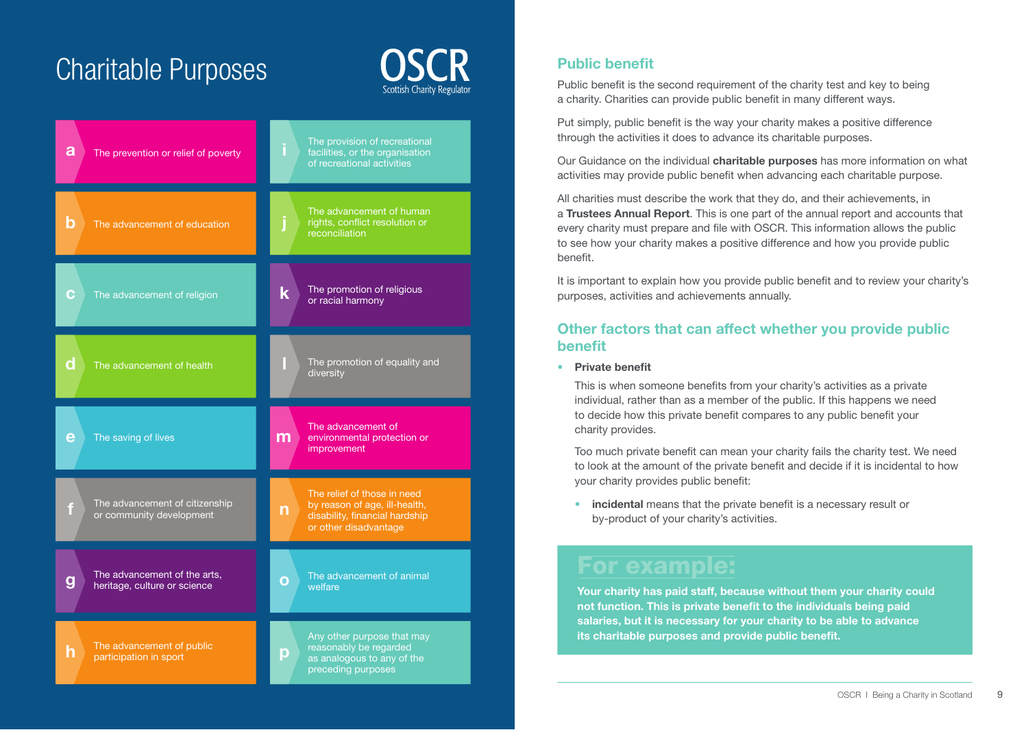# Charitable Purposes

OSCR
Scottish Charity Regulator

- **a** The prevention or relief of poverty
- **b** The advancement of education
- **c** The advancement of religion
- **d** The advancement of health
- **e** The saving of lives
- **f** The advancement of citizenship or community development
- **g** The advancement of the arts, heritage, culture or science
- **h** The advancement of public participation in sport
- **i** The provision of recreational facilities, or the organisation of recreational activities
- **j** The advancement of human rights, conflict resolution or reconciliation
- **k** The promotion of religious or racial harmony
- **l** The promotion of equality and diversity
- **m** The advancement of environmental protection or improvement
- **n** The relief of those in need by reason of age, ill-health, disability, financial hardship or other disadvantage
- **o** The advancement of animal welfare
- **p** Any other purpose that may reasonably be regarded as analogous to any of the preceding purposes

## Public benefit

Public benefit is the second requirement of the charity test and key to being a charity. Charities can provide public benefit in many different ways.

Put simply, public benefit is the way your charity makes a positive difference through the activities it does to advance its charitable purposes.

Our Guidance on the individual **charitable purposes** has more information on what activities may provide public benefit when advancing each charitable purpose.

All charities must describe the work that they do, and their achievements, in a **Trustees Annual Report**. This is one part of the annual report and accounts that every charity must prepare and file with OSCR. This information allows the public to see how your charity makes a positive difference and how you provide public benefit.

It is important to explain how you provide public benefit and to review your charity's purposes, activities and achievements annually.

## Other factors that can affect whether you provide public benefit

- **Private benefit**

  This is when someone benefits from your charity's activities as a private individual, rather than as a member of the public. If this happens we need to decide how this private benefit compares to any public benefit your charity provides.

  Too much private benefit can mean your charity fails the charity test. We need to look at the amount of the private benefit and decide if it is incidental to how your charity provides public benefit:

  - **incidental** means that the private benefit is a necessary result or by-product of your charity's activities.

**For example:**

**Your charity has paid staff, because without them your charity could not function. This is private benefit to the individuals being paid salaries, but it is necessary for your charity to be able to advance its charitable purposes and provide public benefit.**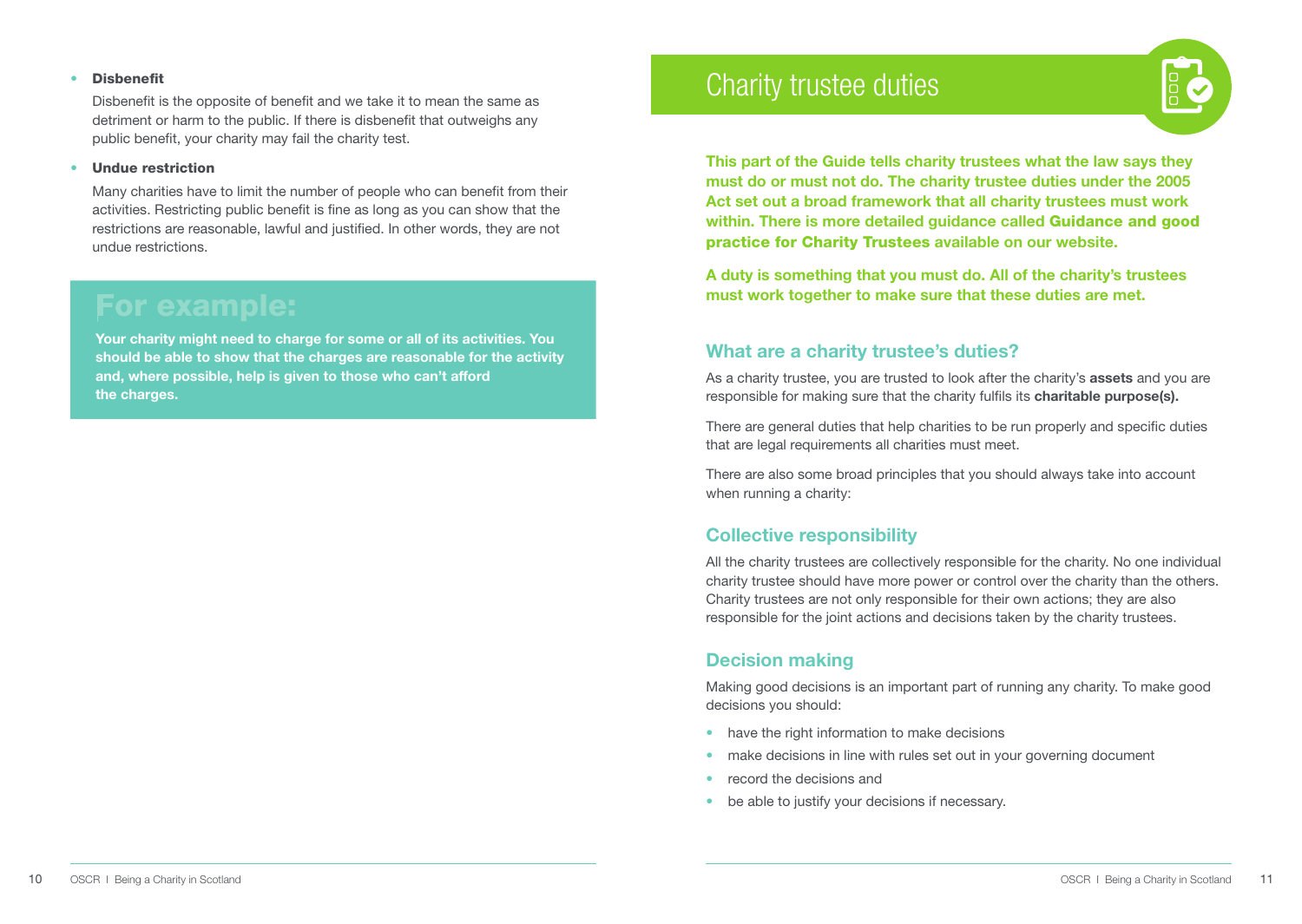- **Disbenefit**

  Disbenefit is the opposite of benefit and we take it to mean the same as detriment or harm to the public. If there is disbenefit that outweighs any public benefit, your charity may fail the charity test.

- **Undue restriction**

  Many charities have to limit the number of people who can benefit from their activities. Restricting public benefit is fine as long as you can show that the restrictions are reasonable, lawful and justified. In other words, they are not undue restrictions.

> **For example:**
>
> **Your charity might need to charge for some or all of its activities. You should be able to show that the charges are reasonable for the activity and, where possible, help is given to those who can't afford the charges.**

# Charity trustee duties

**This part of the Guide tells charity trustees what the law says they must do or must not do. The charity trustee duties under the 2005 Act set out a broad framework that all charity trustees must work within. There is more detailed guidance called Guidance and good practice for Charity Trustees available on our website.**

**A duty is something that you must do. All of the charity's trustees must work together to make sure that these duties are met.**

## What are a charity trustee's duties?

As a charity trustee, you are trusted to look after the charity's **assets** and you are responsible for making sure that the charity fulfils its **charitable purpose(s).**

There are general duties that help charities to be run properly and specific duties that are legal requirements all charities must meet.

There are also some broad principles that you should always take into account when running a charity:

## Collective responsibility

All the charity trustees are collectively responsible for the charity. No one individual charity trustee should have more power or control over the charity than the others. Charity trustees are not only responsible for their own actions; they are also responsible for the joint actions and decisions taken by the charity trustees.

## Decision making

Making good decisions is an important part of running any charity. To make good decisions you should:

- have the right information to make decisions
- make decisions in line with rules set out in your governing document
- record the decisions and
- be able to justify your decisions if necessary.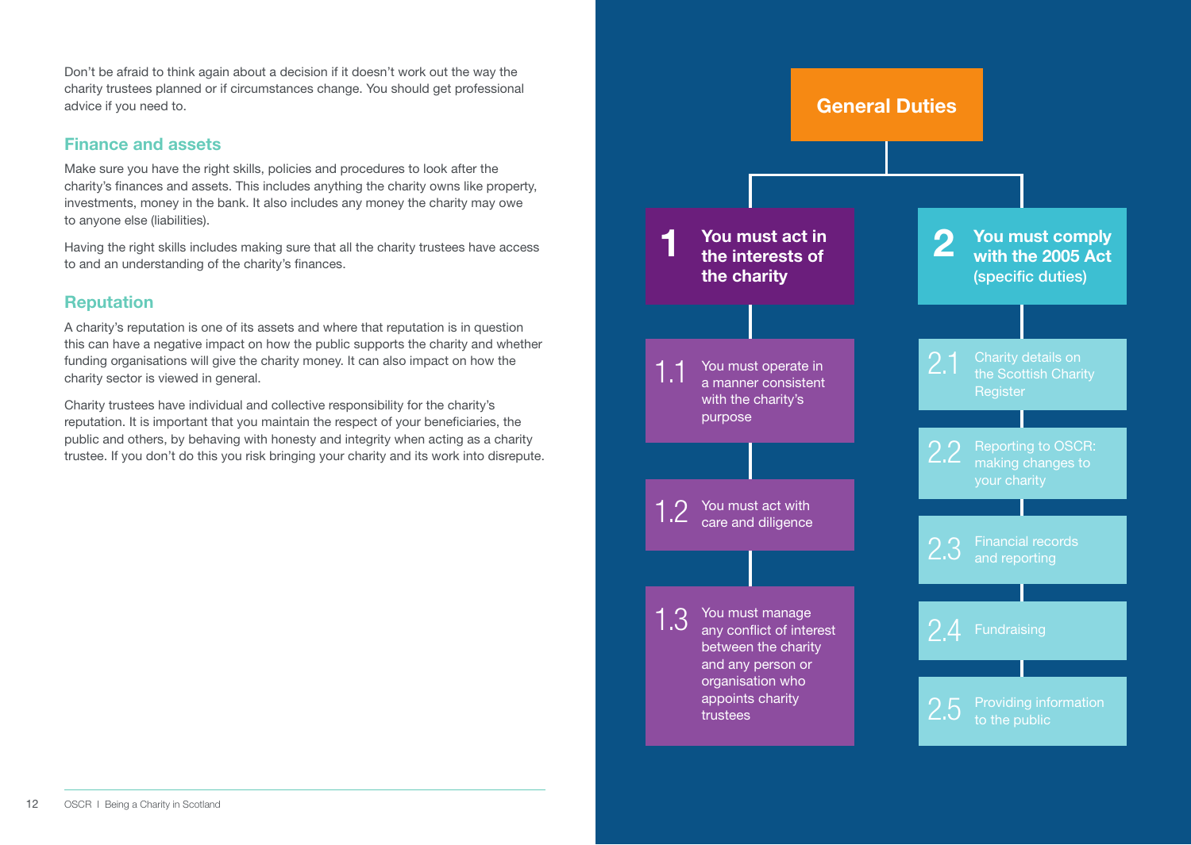Don't be afraid to think again about a decision if it doesn't work out the way the charity trustees planned or if circumstances change. You should get professional advice if you need to.

### Finance and assets

Make sure you have the right skills, policies and procedures to look after the charity's finances and assets. This includes anything the charity owns like property, investments, money in the bank. It also includes any money the charity may owe to anyone else (liabilities).

Having the right skills includes making sure that all the charity trustees have access to and an understanding of the charity's finances.

### Reputation

A charity's reputation is one of its assets and where that reputation is in question this can have a negative impact on how the public supports the charity and whether funding organisations will give the charity money. It can also impact on how the charity sector is viewed in general.

Charity trustees have individual and collective responsibility for the charity's reputation. It is important that you maintain the respect of your beneficiaries, the public and others, by behaving with honesty and integrity when acting as a charity trustee. If you don't do this you risk bringing your charity and its work into disrepute.

## General Duties

**1 You must act in the interests of the charity**

- 1.1 You must operate in a manner consistent with the charity's purpose
- 1.2 You must act with care and diligence
- 1.3 You must manage any conflict of interest between the charity and any person or organisation who appoints charity trustees

**2 You must comply with the 2005 Act (specific duties)**

- 2.1 Charity details on the Scottish Charity Register
- 2.2 Reporting to OSCR: making changes to your charity
- 2.3 Financial records and reporting
- 2.4 Fundraising
- 2.5 Providing information to the public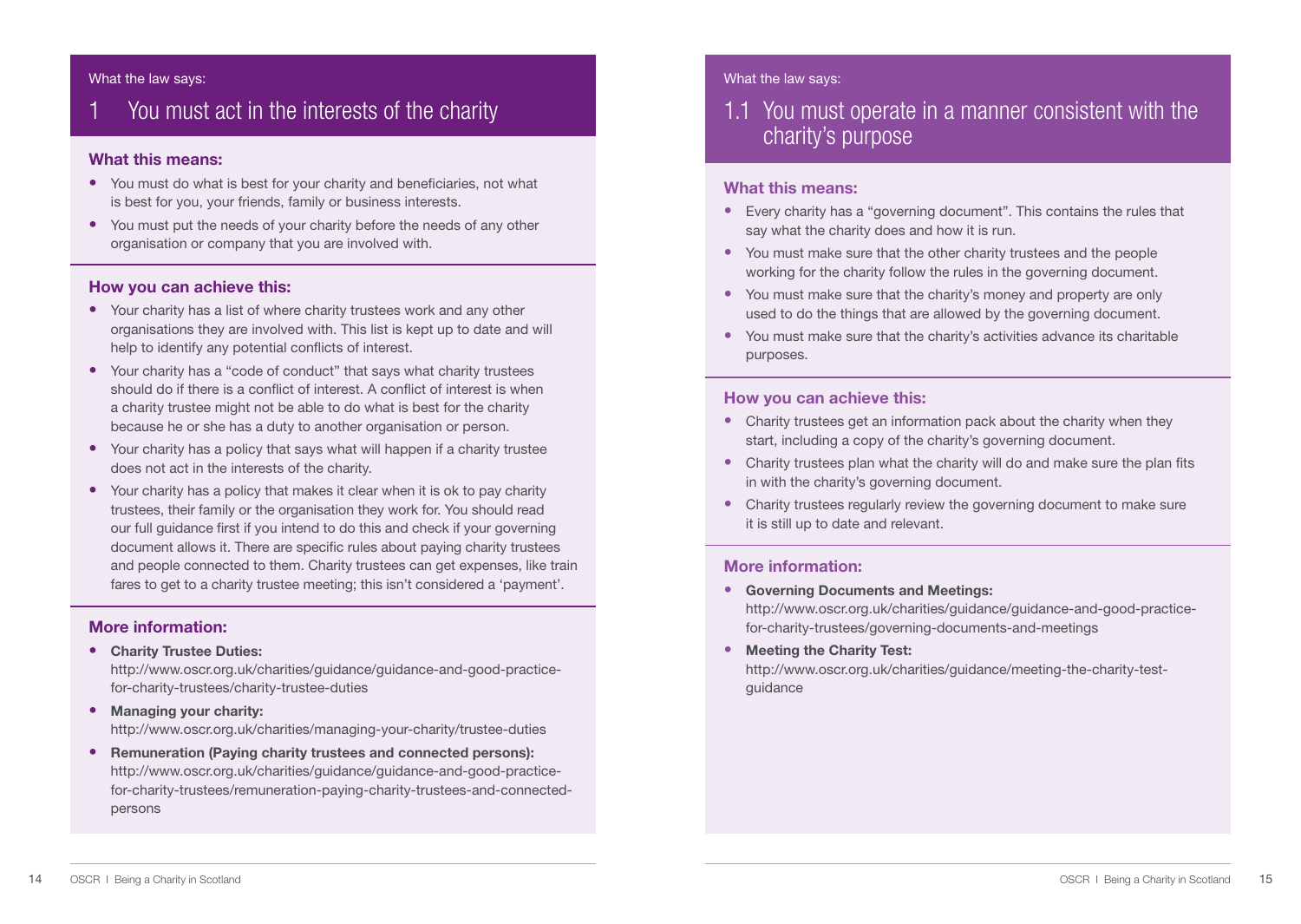What the law says:

# 1 You must act in the interests of the charity

### What this means:

- You must do what is best for your charity and beneficiaries, not what is best for you, your friends, family or business interests.
- You must put the needs of your charity before the needs of any other organisation or company that you are involved with.

### How you can achieve this:

- Your charity has a list of where charity trustees work and any other organisations they are involved with. This list is kept up to date and will help to identify any potential conflicts of interest.
- Your charity has a "code of conduct" that says what charity trustees should do if there is a conflict of interest. A conflict of interest is when a charity trustee might not be able to do what is best for the charity because he or she has a duty to another organisation or person.
- Your charity has a policy that says what will happen if a charity trustee does not act in the interests of the charity.
- Your charity has a policy that makes it clear when it is ok to pay charity trustees, their family or the organisation they work for. You should read our full guidance first if you intend to do this and check if your governing document allows it. There are specific rules about paying charity trustees and people connected to them. Charity trustees can get expenses, like train fares to get to a charity trustee meeting; this isn't considered a 'payment'.

### More information:

- **Charity Trustee Duties:** http://www.oscr.org.uk/charities/guidance/guidance-and-good-practice-for-charity-trustees/charity-trustee-duties
- **Managing your charity:** http://www.oscr.org.uk/charities/managing-your-charity/trustee-duties
- **Remuneration (Paying charity trustees and connected persons):** http://www.oscr.org.uk/charities/guidance/guidance-and-good-practice-for-charity-trustees/remuneration-paying-charity-trustees-and-connected-persons

What the law says:

## 1.1 You must operate in a manner consistent with the charity's purpose

### What this means:

- Every charity has a "governing document". This contains the rules that say what the charity does and how it is run.
- You must make sure that the other charity trustees and the people working for the charity follow the rules in the governing document.
- You must make sure that the charity's money and property are only used to do the things that are allowed by the governing document.
- You must make sure that the charity's activities advance its charitable purposes.

### How you can achieve this:

- Charity trustees get an information pack about the charity when they start, including a copy of the charity's governing document.
- Charity trustees plan what the charity will do and make sure the plan fits in with the charity's governing document.
- Charity trustees regularly review the governing document to make sure it is still up to date and relevant.

### More information:

- **Governing Documents and Meetings:** http://www.oscr.org.uk/charities/guidance/guidance-and-good-practice-for-charity-trustees/governing-documents-and-meetings
- **Meeting the Charity Test:** http://www.oscr.org.uk/charities/guidance/meeting-the-charity-test-guidance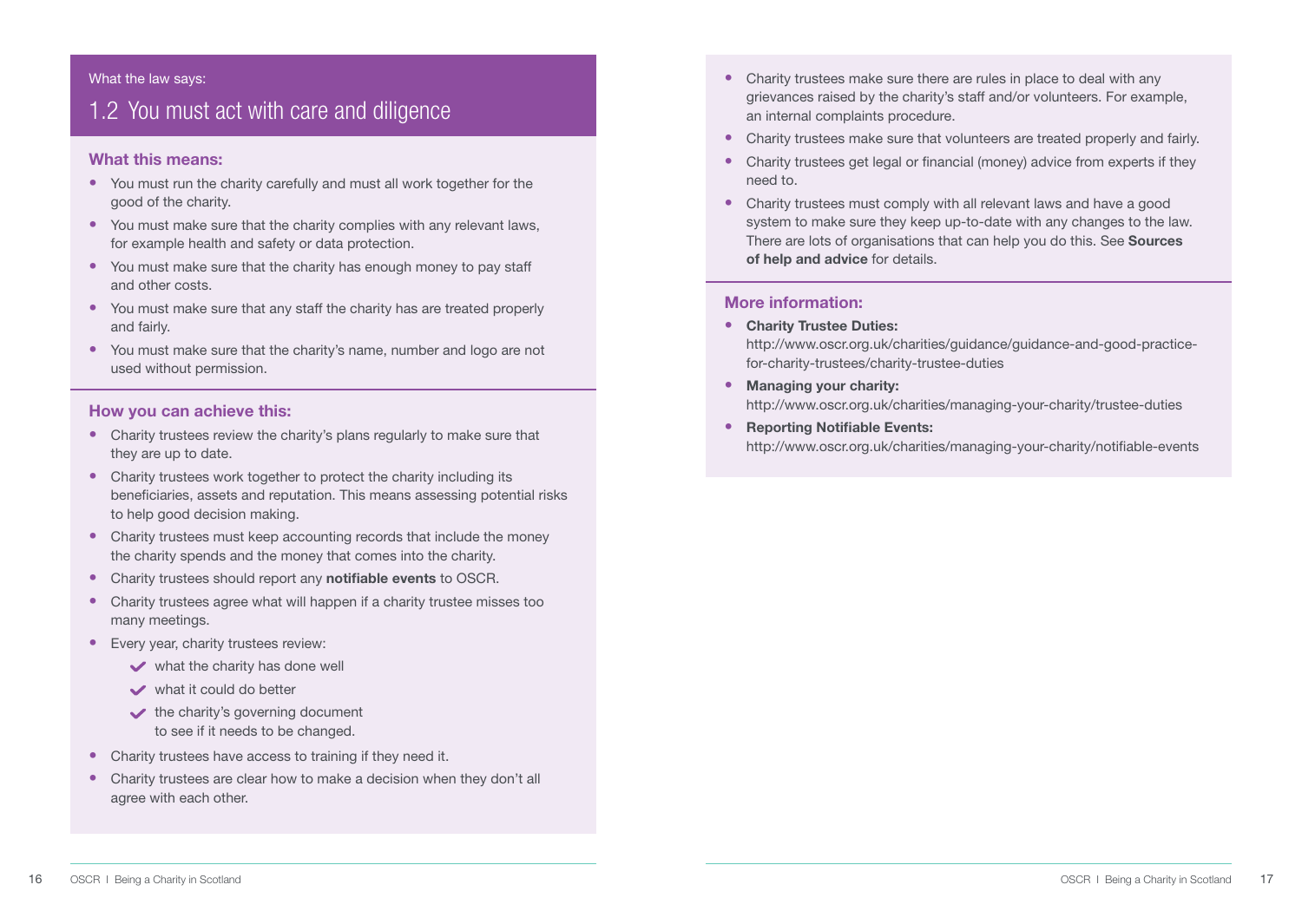What the law says:

## 1.2 You must act with care and diligence

### What this means:

- You must run the charity carefully and must all work together for the good of the charity.
- You must make sure that the charity complies with any relevant laws, for example health and safety or data protection.
- You must make sure that the charity has enough money to pay staff and other costs.
- You must make sure that any staff the charity has are treated properly and fairly.
- You must make sure that the charity's name, number and logo are not used without permission.

### How you can achieve this:

- Charity trustees review the charity's plans regularly to make sure that they are up to date.
- Charity trustees work together to protect the charity including its beneficiaries, assets and reputation. This means assessing potential risks to help good decision making.
- Charity trustees must keep accounting records that include the money the charity spends and the money that comes into the charity.
- Charity trustees should report any **notifiable events** to OSCR.
- Charity trustees agree what will happen if a charity trustee misses too many meetings.
- Every year, charity trustees review:
  - ✔ what the charity has done well
  - ✔ what it could do better
  - ✔ the charity's governing document to see if it needs to be changed.
- Charity trustees have access to training if they need it.
- Charity trustees are clear how to make a decision when they don't all agree with each other.
- Charity trustees make sure there are rules in place to deal with any grievances raised by the charity's staff and/or volunteers. For example, an internal complaints procedure.
- Charity trustees make sure that volunteers are treated properly and fairly.
- Charity trustees get legal or financial (money) advice from experts if they need to.
- Charity trustees must comply with all relevant laws and have a good system to make sure they keep up-to-date with any changes to the law. There are lots of organisations that can help you do this. See **Sources of help and advice** for details.

### More information:

- **Charity Trustee Duties:** http://www.oscr.org.uk/charities/guidance/guidance-and-good-practice-for-charity-trustees/charity-trustee-duties
- **Managing your charity:** http://www.oscr.org.uk/charities/managing-your-charity/trustee-duties
- **Reporting Notifiable Events:** http://www.oscr.org.uk/charities/managing-your-charity/notifiable-events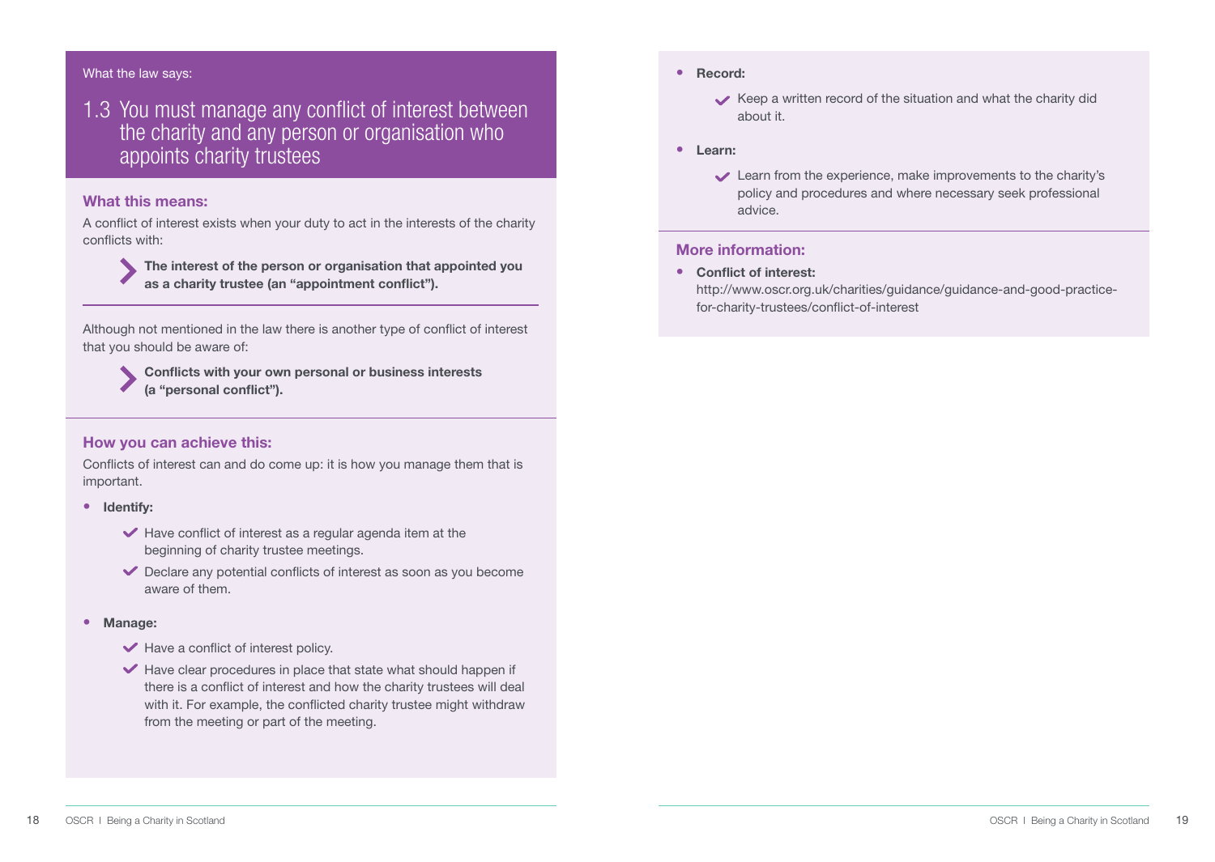What the law says:

## 1.3 You must manage any conflict of interest between the charity and any person or organisation who appoints charity trustees

### What this means:

A conflict of interest exists when your duty to act in the interests of the charity conflicts with:

- **The interest of the person or organisation that appointed you as a charity trustee (an "appointment conflict").**

Although not mentioned in the law there is another type of conflict of interest that you should be aware of:

- **Conflicts with your own personal or business interests (a "personal conflict").**

### How you can achieve this:

Conflicts of interest can and do come up: it is how you manage them that is important.

- **Identify:**
  - Have conflict of interest as a regular agenda item at the beginning of charity trustee meetings.
  - Declare any potential conflicts of interest as soon as you become aware of them.
- **Manage:**
  - Have a conflict of interest policy.
  - Have clear procedures in place that state what should happen if there is a conflict of interest and how the charity trustees will deal with it. For example, the conflicted charity trustee might withdraw from the meeting or part of the meeting.
- **Record:**
  - Keep a written record of the situation and what the charity did about it.
- **Learn:**
  - Learn from the experience, make improvements to the charity's policy and procedures and where necessary seek professional advice.

### More information:

- **Conflict of interest:**
  http://www.oscr.org.uk/charities/guidance/guidance-and-good-practice-for-charity-trustees/conflict-of-interest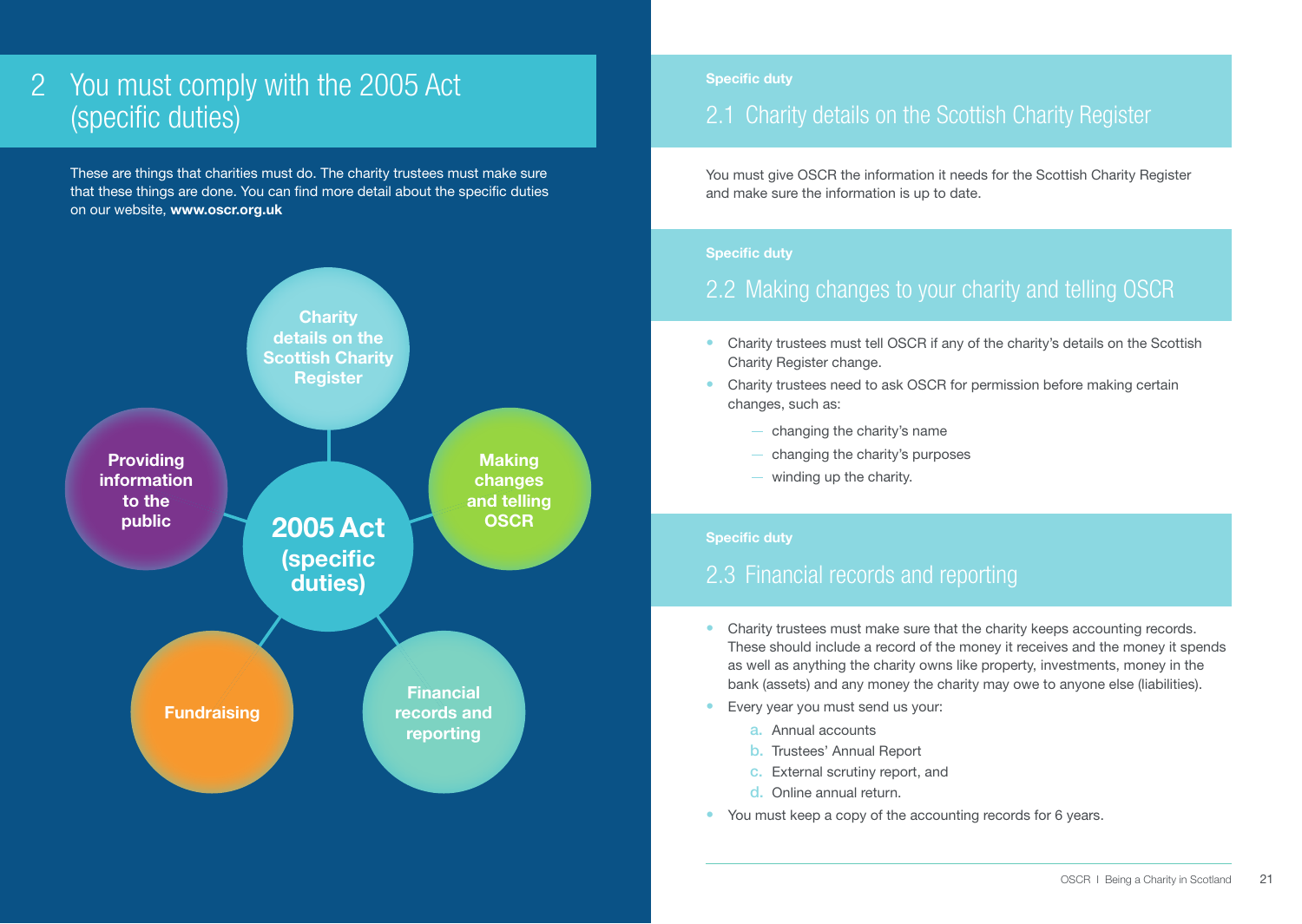# 2 You must comply with the 2005 Act (specific duties)

These are things that charities must do. The charity trustees must make sure that these things are done. You can find more detail about the specific duties on our website, **www.oscr.org.uk**

2005 Act (specific duties)

Charity details on the Scottish Charity Register

Making changes and telling OSCR

Financial records and reporting

Fundraising

Providing information to the public

Specific duty

## 2.1 Charity details on the Scottish Charity Register

You must give OSCR the information it needs for the Scottish Charity Register and make sure the information is up to date.

Specific duty

## 2.2 Making changes to your charity and telling OSCR

- Charity trustees must tell OSCR if any of the charity's details on the Scottish Charity Register change.
- Charity trustees need to ask OSCR for permission before making certain changes, such as:
  - changing the charity's name
  - changing the charity's purposes
  - winding up the charity.

Specific duty

## 2.3 Financial records and reporting

- Charity trustees must make sure that the charity keeps accounting records. These should include a record of the money it receives and the money it spends as well as anything the charity owns like property, investments, money in the bank (assets) and any money the charity may owe to anyone else (liabilities).
- Every year you must send us your:
  a. Annual accounts
  b. Trustees' Annual Report
  c. External scrutiny report, and
  d. Online annual return.
- You must keep a copy of the accounting records for 6 years.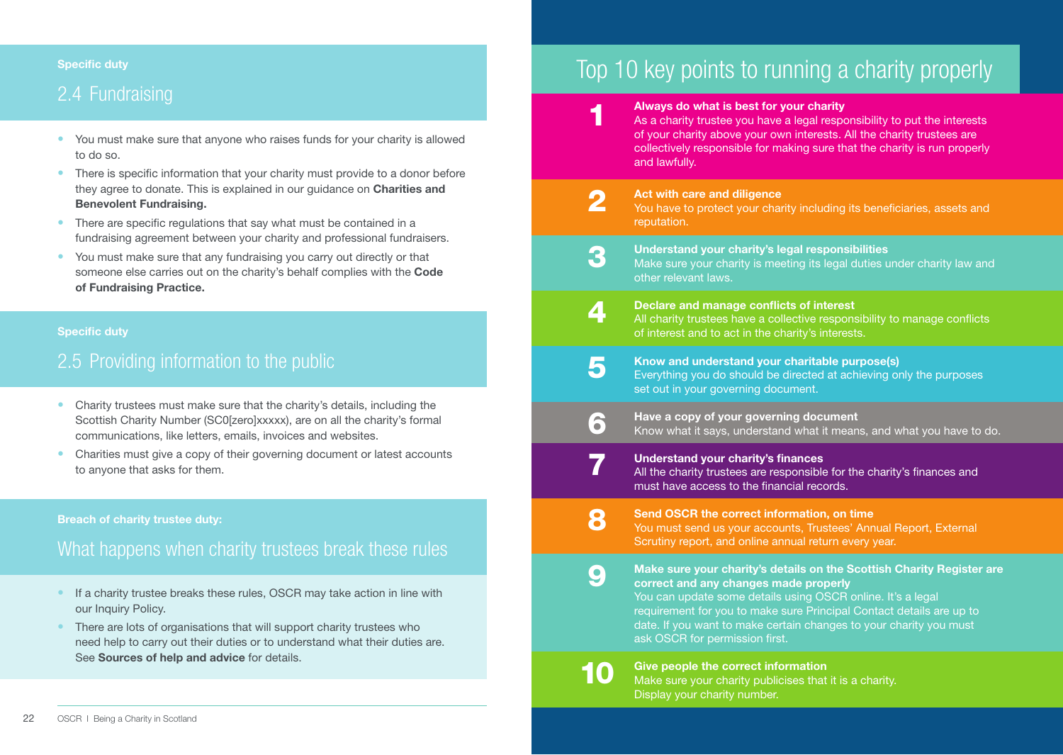Specific duty

## 2.4 Fundraising

- You must make sure that anyone who raises funds for your charity is allowed to do so.
- There is specific information that your charity must provide to a donor before they agree to donate. This is explained in our guidance on **Charities and Benevolent Fundraising.**
- There are specific regulations that say what must be contained in a fundraising agreement between your charity and professional fundraisers.
- You must make sure that any fundraising you carry out directly or that someone else carries out on the charity's behalf complies with the **Code of Fundraising Practice.**

Specific duty

## 2.5 Providing information to the public

- Charity trustees must make sure that the charity's details, including the Scottish Charity Number (SC0[zero]xxxxx), are on all the charity's formal communications, like letters, emails, invoices and websites.
- Charities must give a copy of their governing document or latest accounts to anyone that asks for them.

Breach of charity trustee duty:

## What happens when charity trustees break these rules

- If a charity trustee breaks these rules, OSCR may take action in line with our Inquiry Policy.
- There are lots of organisations that will support charity trustees who need help to carry out their duties or to understand what their duties are. See **Sources of help and advice** for details.

# Top 10 key points to running a charity properly

**1 Always do what is best for your charity**
As a charity trustee you have a legal responsibility to put the interests of your charity above your own interests. All the charity trustees are collectively responsible for making sure that the charity is run properly and lawfully.

**2 Act with care and diligence**
You have to protect your charity including its beneficiaries, assets and reputation.

**3 Understand your charity's legal responsibilities**
Make sure your charity is meeting its legal duties under charity law and other relevant laws.

**4 Declare and manage conflicts of interest**
All charity trustees have a collective responsibility to manage conflicts of interest and to act in the charity's interests.

**5 Know and understand your charitable purpose(s)**
Everything you do should be directed at achieving only the purposes set out in your governing document.

**6 Have a copy of your governing document**
Know what it says, understand what it means, and what you have to do.

**7 Understand your charity's finances**
All the charity trustees are responsible for the charity's finances and must have access to the financial records.

**8 Send OSCR the correct information, on time**
You must send us your accounts, Trustees' Annual Report, External Scrutiny report, and online annual return every year.

**9 Make sure your charity's details on the Scottish Charity Register are correct and any changes made properly**
You can update some details using OSCR online. It's a legal requirement for you to make sure Principal Contact details are up to date. If you want to make certain changes to your charity you must ask OSCR for permission first.

**10 Give people the correct information**
Make sure your charity publicises that it is a charity.
Display your charity number.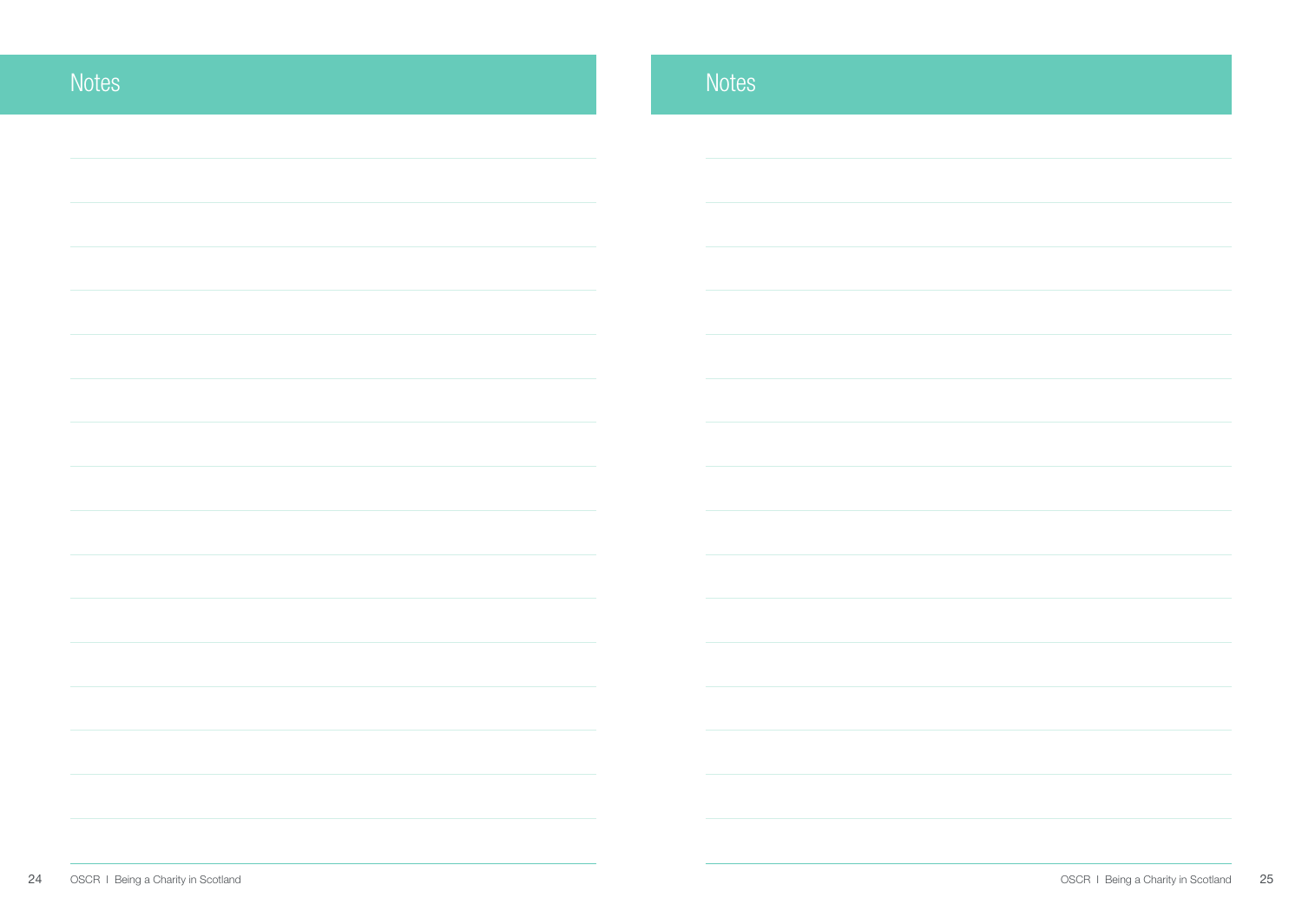## Notes

## Notes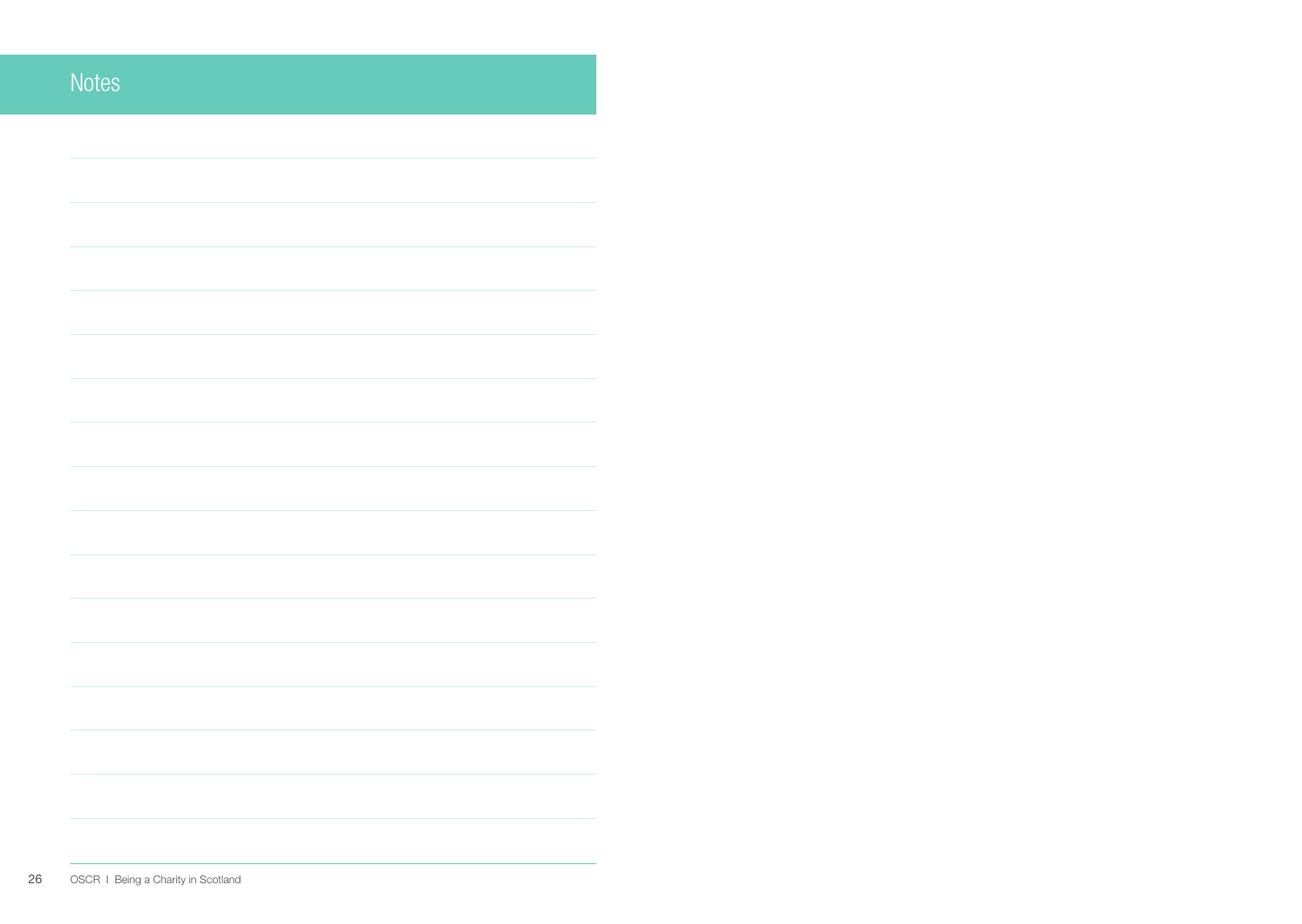# Notes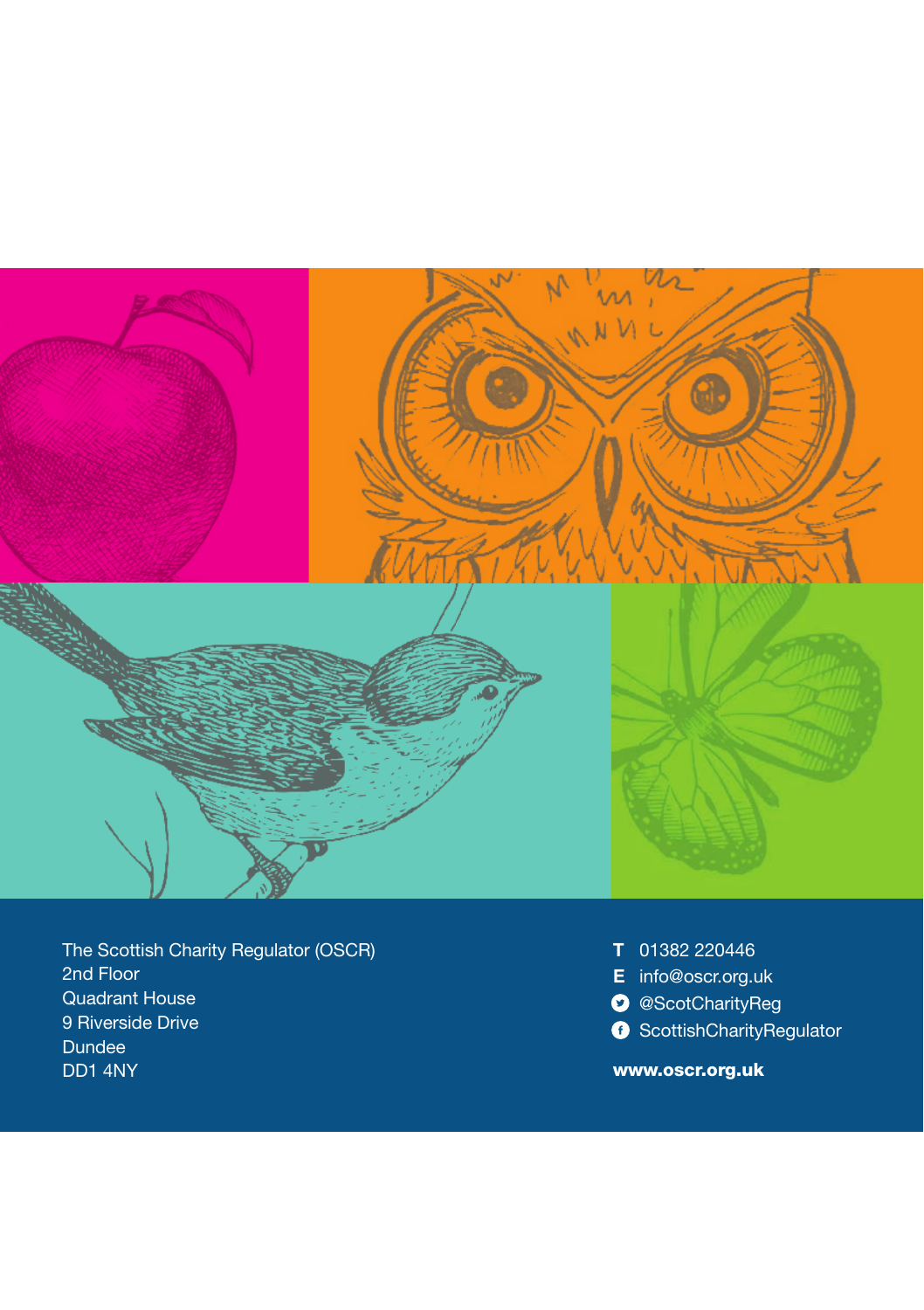The Scottish Charity Regulator (OSCR)
2nd Floor
Quadrant House
9 Riverside Drive
Dundee
DD1 4NY

**T** 01382 220446
**E** info@oscr.org.uk
@ScotCharityReg
ScottishCharityRegulator

**www.oscr.org.uk**